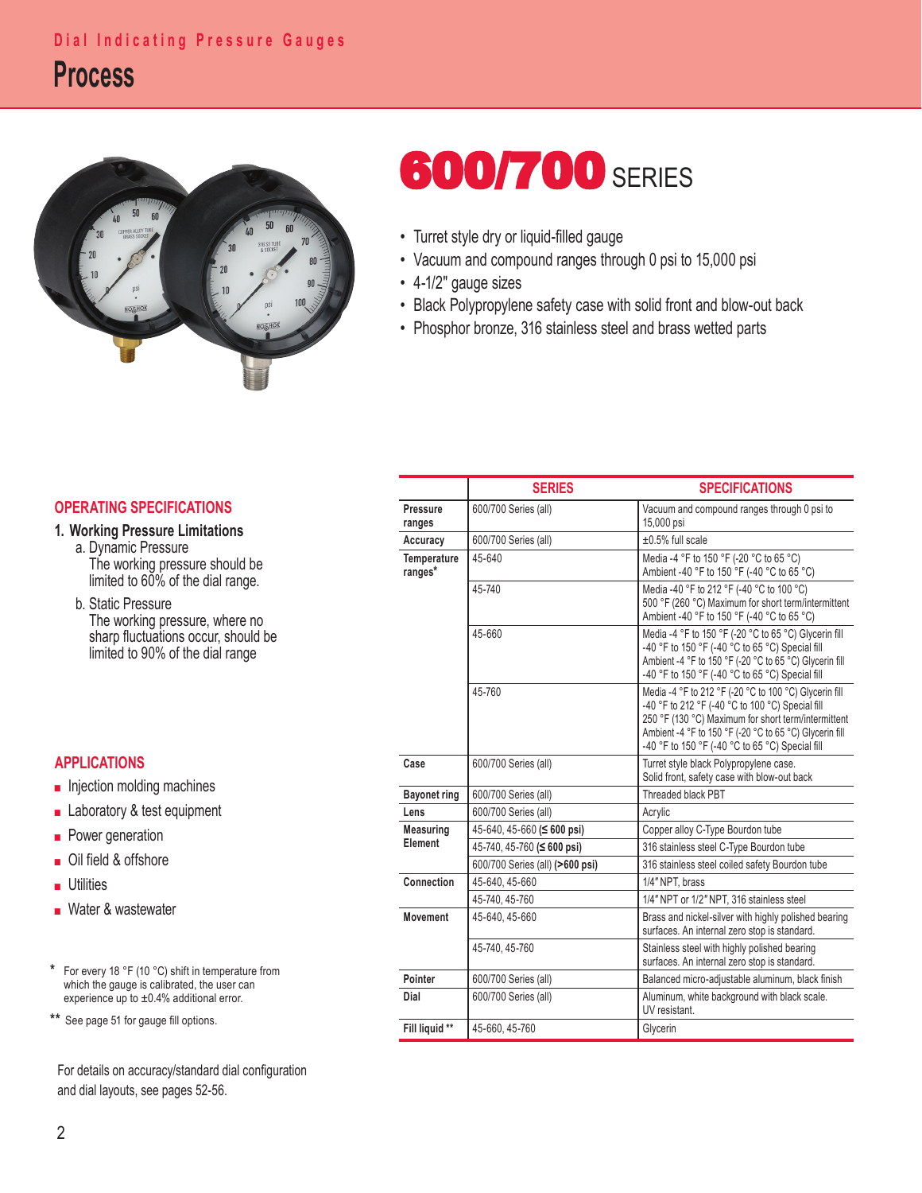Dial Indicating Pressure Gauges

# Process

# 600/700 SERIES

- Turret style dry or liquid-filled gauge
- Vacuum and compound ranges through 0 psi to 15,000 psi
- 4-1/2" gauge sizes
- Black Polypropylene safety case with solid front and blow-out back
- Phosphor bronze, 316 stainless steel and brass wetted parts

## OPERATING SPECIFICATIONS

### 1. Working Pressure Limitations

a. Dynamic Pressure
The working pressure should be limited to 60% of the dial range.

b. Static Pressure
The working pressure, where no sharp fluctuations occur, should be limited to 90% of the dial range

## APPLICATIONS

- Injection molding machines
- Laboratory & test equipment
- Power generation
- Oil field & offshore
- Utilities
- Water & wastewater

\* For every 18 °F (10 °C) shift in temperature from which the gauge is calibrated, the user can experience up to ±0.4% additional error.

\*\* See page 51 for gauge fill options.

For details on accuracy/standard dial configuration and dial layouts, see pages 52-56.

| | SERIES | SPECIFICATIONS |
|---|---|---|
| **Pressure ranges** | 600/700 Series (all) | Vacuum and compound ranges through 0 psi to 15,000 psi |
| **Accuracy** | 600/700 Series (all) | ±0.5% full scale |
| **Temperature ranges*** | 45-640 | Media -4 °F to 150 °F (-20 °C to 65 °C)<br>Ambient -40 °F to 150 °F (-40 °C to 65 °C) |
| | 45-740 | Media -40 °F to 212 °F (-40 °C to 100 °C)<br>500 °F (260 °C) Maximum for short term/intermittent<br>Ambient -40 °F to 150 °F (-40 °C to 65 °C) |
| | 45-660 | Media -4 °F to 150 °F (-20 °C to 65 °C) Glycerin fill<br>-40 °F to 150 °F (-40 °C to 65 °C) Special fill<br>Ambient -4 °F to 150 °F (-20 °C to 65 °C) Glycerin fill<br>-40 °F to 150 °F (-40 °C to 65 °C) Special fill |
| | 45-760 | Media -4 °F to 212 °F (-20 °C to 100 °C) Glycerin fill<br>-40 °F to 212 °F (-40 °C to 100 °C) Special fill<br>250 °F (130 °C) Maximum for short term/intermittent<br>Ambient -4 °F to 150 °F (-20 °C to 65 °C) Glycerin fill<br>-40 °F to 150 °F (-40 °C to 65 °C) Special fill |
| **Case** | 600/700 Series (all) | Turret style black Polypropylene case.<br>Solid front, safety case with blow-out back |
| **Bayonet ring** | 600/700 Series (all) | Threaded black PBT |
| **Lens** | 600/700 Series (all) | Acrylic |
| **Measuring Element** | 45-640, 45-660 (**≤ 600 psi**) | Copper alloy C-Type Bourdon tube |
| | 45-740, 45-760 (**≤ 600 psi**) | 316 stainless steel C-Type Bourdon tube |
| | 600/700 Series (all) (**>600 psi**) | 316 stainless steel coiled safety Bourdon tube |
| **Connection** | 45-640, 45-660 | 1/4" NPT, brass |
| | 45-740, 45-760 | 1/4" NPT or 1/2" NPT, 316 stainless steel |
| **Movement** | 45-640, 45-660 | Brass and nickel-silver with highly polished bearing surfaces. An internal zero stop is standard. |
| | 45-740, 45-760 | Stainless steel with highly polished bearing surfaces. An internal zero stop is standard. |
| **Pointer** | 600/700 Series (all) | Balanced micro-adjustable aluminum, black finish |
| **Dial** | 600/700 Series (all) | Aluminum, white background with black scale.<br>UV resistant. |
| **Fill liquid \*\*** | 45-660, 45-760 | Glycerin |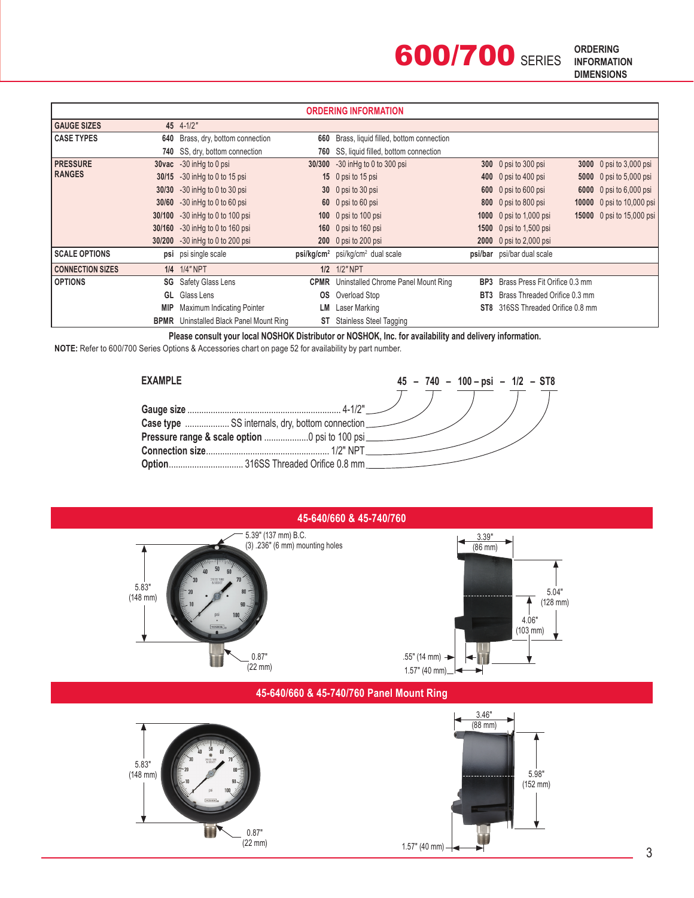# 600/700 SERIES

ORDERING INFORMATION
DIMENSIONS

## ORDERING INFORMATION

| | | | | | | | | |
|---|---|---|---|---|---|---|---|---|
| **GAUGE SIZES** | **45** | 4-1/2" | | | | | | |
| **CASE TYPES** | **640** | Brass, dry, bottom connection | **660** | Brass, liquid filled, bottom connection | | | | |
| | **740** | SS, dry, bottom connection | **760** | SS, liquid filled, bottom connection | | | | |
| **PRESSURE RANGES** | **30vac** | -30 inHg to 0 psi | **30/300** | -30 inHg to 0 to 300 psi | **300** | 0 psi to 300 psi | **3000** | 0 psi to 3,000 psi |
| | **30/15** | -30 inHg to 0 to 15 psi | **15** | 0 psi to 15 psi | **400** | 0 psi to 400 psi | **5000** | 0 psi to 5,000 psi |
| | **30/30** | -30 inHg to 0 to 30 psi | **30** | 0 psi to 30 psi | **600** | 0 psi to 600 psi | **6000** | 0 psi to 6,000 psi |
| | **30/60** | -30 inHg to 0 to 60 psi | **60** | 0 psi to 60 psi | **800** | 0 psi to 800 psi | **10000** | 0 psi to 10,000 psi |
| | **30/100** | -30 inHg to 0 to 100 psi | **100** | 0 psi to 100 psi | **1000** | 0 psi to 1,000 psi | **15000** | 0 psi to 15,000 psi |
| | **30/160** | -30 inHg to 0 to 160 psi | **160** | 0 psi to 160 psi | **1500** | 0 psi to 1,500 psi | | |
| | **30/200** | -30 inHg to 0 to 200 psi | **200** | 0 psi to 200 psi | **2000** | 0 psi to 2,000 psi | | |
| **SCALE OPTIONS** | **psi** | psi single scale | **psi/kg/cm²** | psi/kg/cm² dual scale | **psi/bar** | psi/bar dual scale | | |
| **CONNECTION SIZES** | **1/4** | 1/4" NPT | **1/2** | 1/2" NPT | | | | |
| **OPTIONS** | **SG** | Safety Glass Lens | **CPMR** | Uninstalled Chrome Panel Mount Ring | **BP3** | Brass Press Fit Orifice 0.3 mm | | |
| | **GL** | Glass Lens | **OS** | Overload Stop | **BT3** | Brass Threaded Orifice 0.3 mm | | |
| | **MIP** | Maximum Indicating Pointer | **LM** | Laser Marking | **ST8** | 316SS Threaded Orifice 0.8 mm | | |
| | **BPMR** | Uninstalled Black Panel Mount Ring | **ST** | Stainless Steel Tagging | | | | |

**Please consult your local NOSHOK Distributor or NOSHOK, Inc. for availability and delivery information.**

**NOTE:** Refer to 600/700 Series Options & Accessories chart on page 52 for availability by part number.

### EXAMPLE

**45 – 740 – 100 – psi – 1/2 – ST8**

**Gauge size** ........ 4-1/2"
**Case type** ........ SS internals, dry, bottom connection
**Pressure range & scale option** ........ 0 psi to 100 psi
**Connection size** ........ 1/2" NPT
**Option** ........ 316SS Threaded Orifice 0.8 mm

## 45-640/660 & 45-740/760

5.39" (137 mm) B.C.
(3) .236" (6 mm) mounting holes
5.83" (148 mm)
0.87" (22 mm)
3.39" (86 mm)
5.04" (128 mm)
4.06" (103 mm)
.55" (14 mm)
1.57" (40 mm)

## 45-640/660 & 45-740/760 Panel Mount Ring

5.83" (148 mm)
0.87" (22 mm)
3.46" (88 mm)
5.98" (152 mm)
1.57" (40 mm)